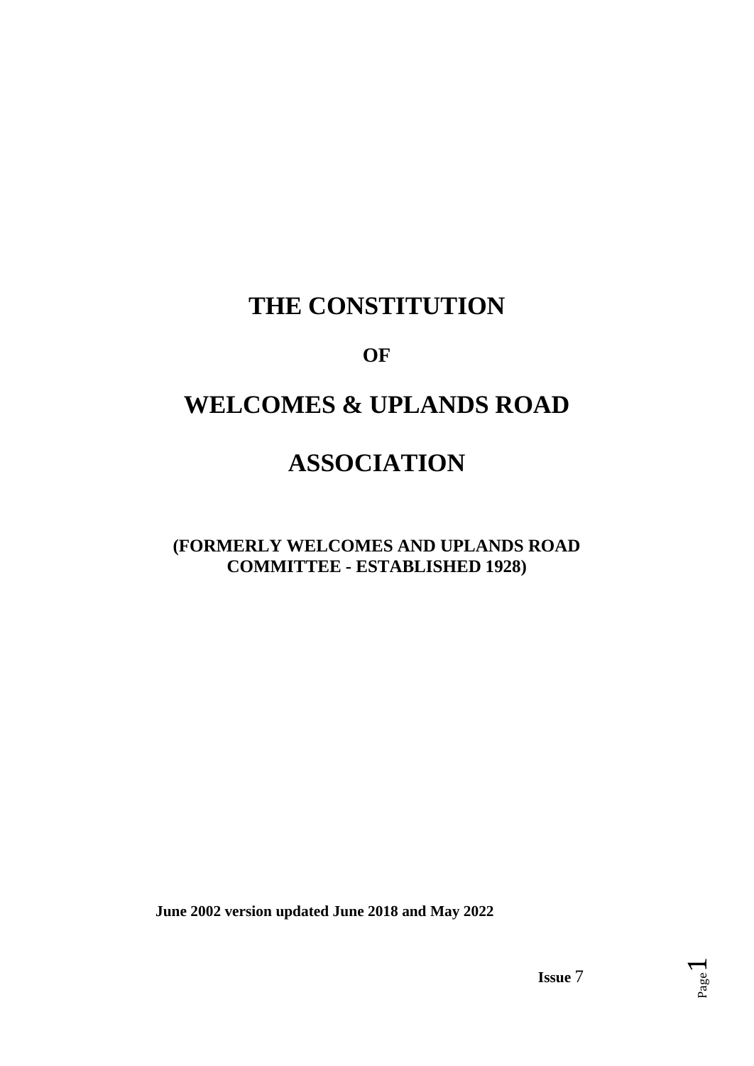# THE CONSTITUTION

**OF**

# WELCOMES & UPLANDS ROAD

# ASSOCIATION

**(FORMERLY WELCOMES AND UPLANDS ROAD COMMITTEE - ESTABLISHED 1928)**

**June 2002 version updated June 2018 and May 2022**

**Issue** 7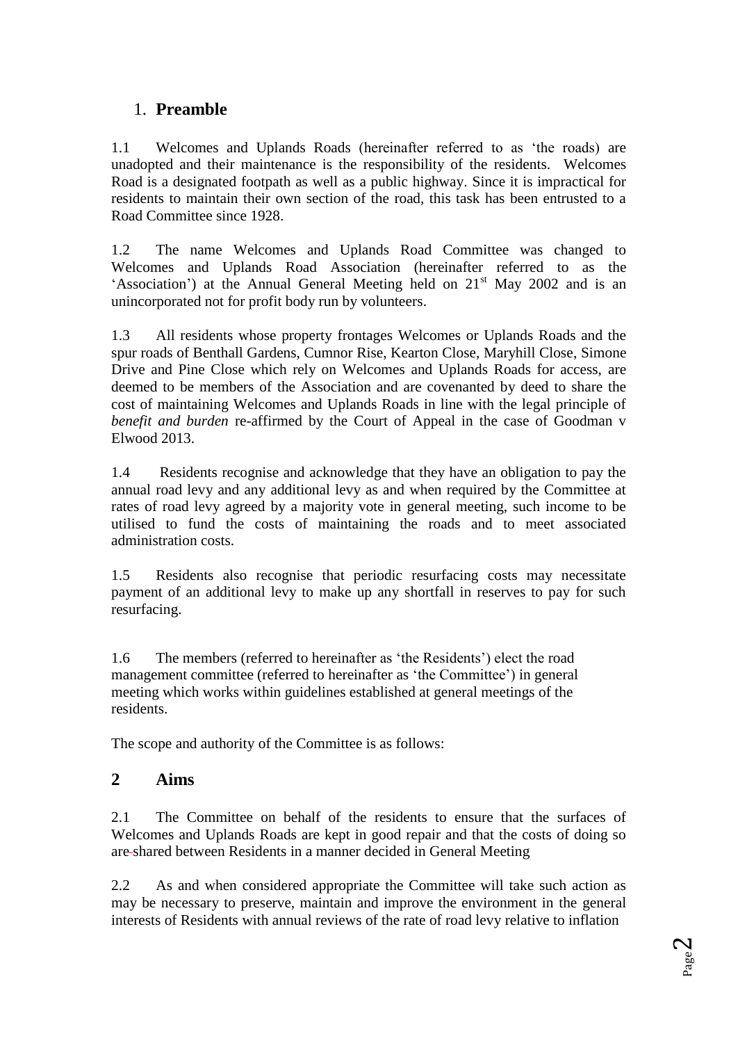# 1. **Preamble**

1.1 Welcomes and Uplands Roads (hereinafter referred to as 'the roads) are unadopted and their maintenance is the responsibility of the residents. Welcomes Road is a designated footpath as well as a public highway. Since it is impractical for residents to maintain their own section of the road, this task has been entrusted to a Road Committee since 1928.

1.2 The name Welcomes and Uplands Road Committee was changed to Welcomes and Uplands Road Association (hereinafter referred to as the 'Association') at the Annual General Meeting held on 21st May 2002 and is an unincorporated not for profit body run by volunteers.

1.3 All residents whose property frontages Welcomes or Uplands Roads and the spur roads of Benthall Gardens, Cumnor Rise, Kearton Close, Maryhill Close, Simone Drive and Pine Close which rely on Welcomes and Uplands Roads for access, are deemed to be members of the Association and are covenanted by deed to share the cost of maintaining Welcomes and Uplands Roads in line with the legal principle of *benefit and burden* re-affirmed by the Court of Appeal in the case of Goodman v Elwood 2013.

1.4 Residents recognise and acknowledge that they have an obligation to pay the annual road levy and any additional levy as and when required by the Committee at rates of road levy agreed by a majority vote in general meeting, such income to be utilised to fund the costs of maintaining the roads and to meet associated administration costs.

1.5 Residents also recognise that periodic resurfacing costs may necessitate payment of an additional levy to make up any shortfall in reserves to pay for such resurfacing.

1.6 The members (referred to hereinafter as 'the Residents') elect the road management committee (referred to hereinafter as 'the Committee') in general meeting which works within guidelines established at general meetings of the residents.

The scope and authority of the Committee is as follows:

# 2 Aims

2.1 The Committee on behalf of the residents to ensure that the surfaces of Welcomes and Uplands Roads are kept in good repair and that the costs of doing so are shared between Residents in a manner decided in General Meeting

2.2 As and when considered appropriate the Committee will take such action as may be necessary to preserve, maintain and improve the environment in the general interests of Residents with annual reviews of the rate of road levy relative to inflation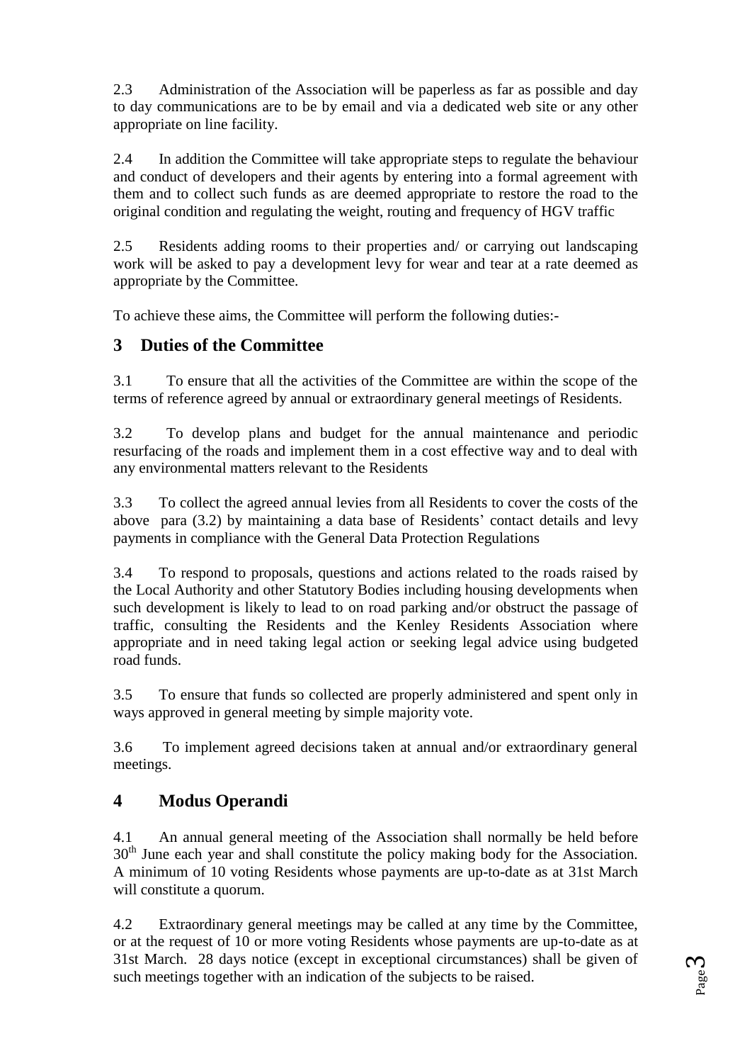2.3 Administration of the Association will be paperless as far as possible and day to day communications are to be by email and via a dedicated web site or any other appropriate on line facility.

2.4 In addition the Committee will take appropriate steps to regulate the behaviour and conduct of developers and their agents by entering into a formal agreement with them and to collect such funds as are deemed appropriate to restore the road to the original condition and regulating the weight, routing and frequency of HGV traffic

2.5 Residents adding rooms to their properties and/ or carrying out landscaping work will be asked to pay a development levy for wear and tear at a rate deemed as appropriate by the Committee.

To achieve these aims, the Committee will perform the following duties:-

## 3 Duties of the Committee

3.1 To ensure that all the activities of the Committee are within the scope of the terms of reference agreed by annual or extraordinary general meetings of Residents.

3.2 To develop plans and budget for the annual maintenance and periodic resurfacing of the roads and implement them in a cost effective way and to deal with any environmental matters relevant to the Residents

3.3 To collect the agreed annual levies from all Residents to cover the costs of the above para (3.2) by maintaining a data base of Residents' contact details and levy payments in compliance with the General Data Protection Regulations

3.4 To respond to proposals, questions and actions related to the roads raised by the Local Authority and other Statutory Bodies including housing developments when such development is likely to lead to on road parking and/or obstruct the passage of traffic, consulting the Residents and the Kenley Residents Association where appropriate and in need taking legal action or seeking legal advice using budgeted road funds.

3.5 To ensure that funds so collected are properly administered and spent only in ways approved in general meeting by simple majority vote.

3.6 To implement agreed decisions taken at annual and/or extraordinary general meetings.

## 4 Modus Operandi

4.1 An annual general meeting of the Association shall normally be held before 30th June each year and shall constitute the policy making body for the Association. A minimum of 10 voting Residents whose payments are up-to-date as at 31st March will constitute a quorum.

4.2 Extraordinary general meetings may be called at any time by the Committee, or at the request of 10 or more voting Residents whose payments are up-to-date as at 31st March. 28 days notice (except in exceptional circumstances) shall be given of such meetings together with an indication of the subjects to be raised.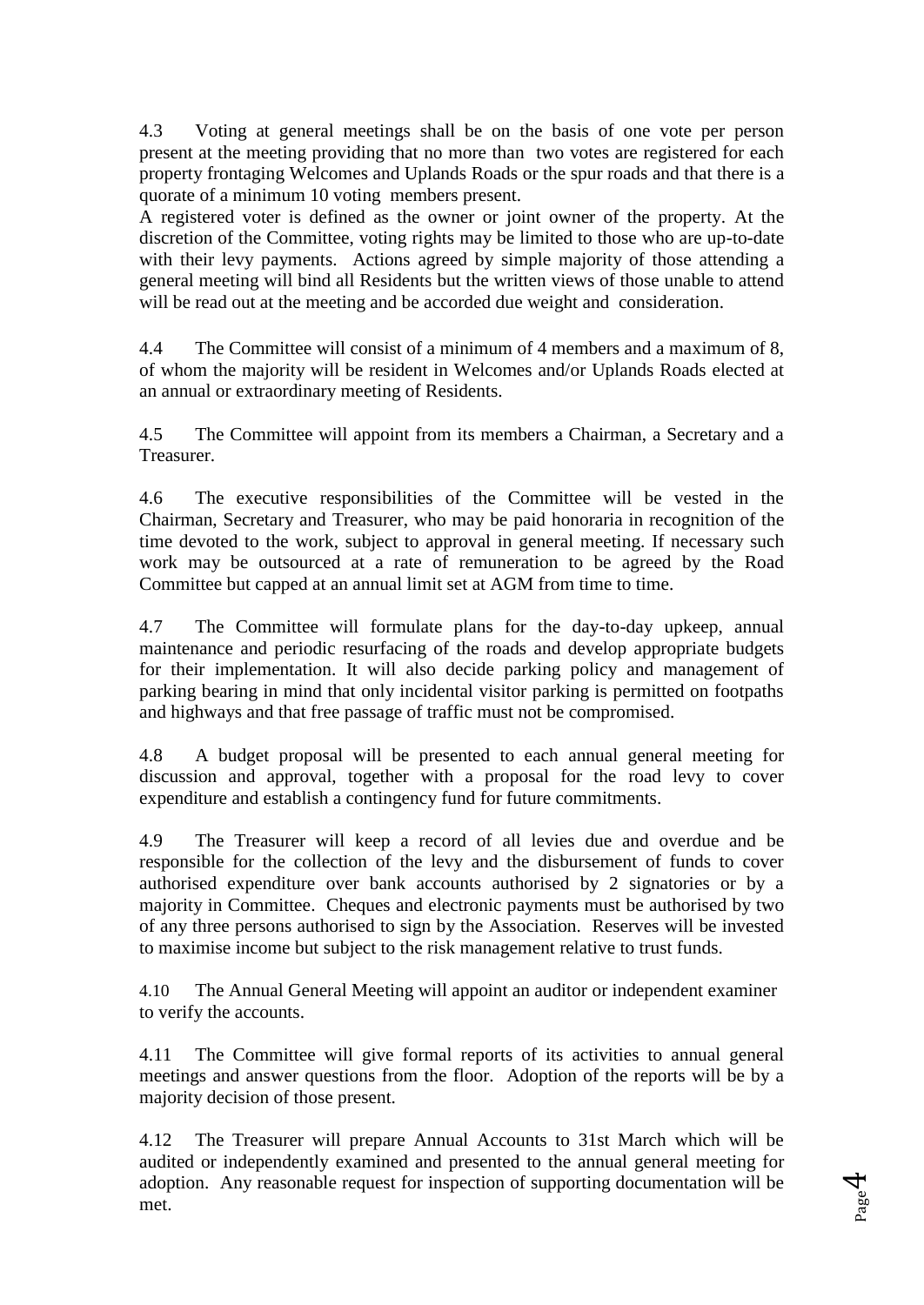4.3 Voting at general meetings shall be on the basis of one vote per person present at the meeting providing that no more than two votes are registered for each property frontaging Welcomes and Uplands Roads or the spur roads and that there is a quorate of a minimum 10 voting members present.

A registered voter is defined as the owner or joint owner of the property. At the discretion of the Committee, voting rights may be limited to those who are up-to-date with their levy payments. Actions agreed by simple majority of those attending a general meeting will bind all Residents but the written views of those unable to attend will be read out at the meeting and be accorded due weight and consideration.

4.4 The Committee will consist of a minimum of 4 members and a maximum of 8, of whom the majority will be resident in Welcomes and/or Uplands Roads elected at an annual or extraordinary meeting of Residents.

4.5 The Committee will appoint from its members a Chairman, a Secretary and a Treasurer.

4.6 The executive responsibilities of the Committee will be vested in the Chairman, Secretary and Treasurer, who may be paid honoraria in recognition of the time devoted to the work, subject to approval in general meeting. If necessary such work may be outsourced at a rate of remuneration to be agreed by the Road Committee but capped at an annual limit set at AGM from time to time.

4.7 The Committee will formulate plans for the day-to-day upkeep, annual maintenance and periodic resurfacing of the roads and develop appropriate budgets for their implementation. It will also decide parking policy and management of parking bearing in mind that only incidental visitor parking is permitted on footpaths and highways and that free passage of traffic must not be compromised.

4.8 A budget proposal will be presented to each annual general meeting for discussion and approval, together with a proposal for the road levy to cover expenditure and establish a contingency fund for future commitments.

4.9 The Treasurer will keep a record of all levies due and overdue and be responsible for the collection of the levy and the disbursement of funds to cover authorised expenditure over bank accounts authorised by 2 signatories or by a majority in Committee. Cheques and electronic payments must be authorised by two of any three persons authorised to sign by the Association. Reserves will be invested to maximise income but subject to the risk management relative to trust funds.

4.10 The Annual General Meeting will appoint an auditor or independent examiner to verify the accounts.

4.11 The Committee will give formal reports of its activities to annual general meetings and answer questions from the floor. Adoption of the reports will be by a majority decision of those present.

4.12 The Treasurer will prepare Annual Accounts to 31st March which will be audited or independently examined and presented to the annual general meeting for adoption. Any reasonable request for inspection of supporting documentation will be met.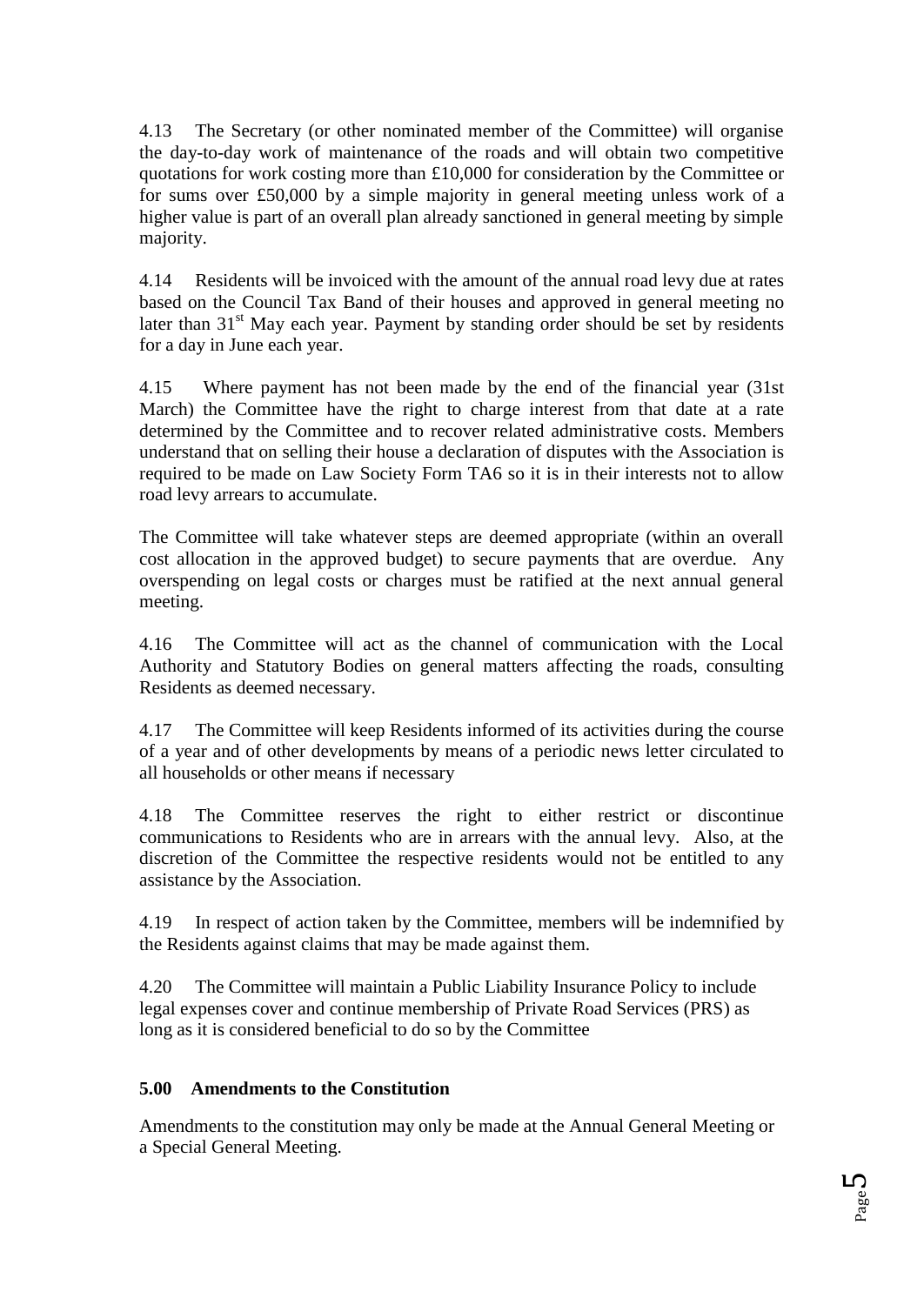4.13 The Secretary (or other nominated member of the Committee) will organise the day-to-day work of maintenance of the roads and will obtain two competitive quotations for work costing more than £10,000 for consideration by the Committee or for sums over £50,000 by a simple majority in general meeting unless work of a higher value is part of an overall plan already sanctioned in general meeting by simple majority.

4.14 Residents will be invoiced with the amount of the annual road levy due at rates based on the Council Tax Band of their houses and approved in general meeting no later than 31st May each year. Payment by standing order should be set by residents for a day in June each year.

4.15 Where payment has not been made by the end of the financial year (31st March) the Committee have the right to charge interest from that date at a rate determined by the Committee and to recover related administrative costs. Members understand that on selling their house a declaration of disputes with the Association is required to be made on Law Society Form TA6 so it is in their interests not to allow road levy arrears to accumulate.

The Committee will take whatever steps are deemed appropriate (within an overall cost allocation in the approved budget) to secure payments that are overdue. Any overspending on legal costs or charges must be ratified at the next annual general meeting.

4.16 The Committee will act as the channel of communication with the Local Authority and Statutory Bodies on general matters affecting the roads, consulting Residents as deemed necessary.

4.17 The Committee will keep Residents informed of its activities during the course of a year and of other developments by means of a periodic news letter circulated to all households or other means if necessary

4.18 The Committee reserves the right to either restrict or discontinue communications to Residents who are in arrears with the annual levy. Also, at the discretion of the Committee the respective residents would not be entitled to any assistance by the Association.

4.19 In respect of action taken by the Committee, members will be indemnified by the Residents against claims that may be made against them.

4.20 The Committee will maintain a Public Liability Insurance Policy to include legal expenses cover and continue membership of Private Road Services (PRS) as long as it is considered beneficial to do so by the Committee

## 5.00 Amendments to the Constitution

Amendments to the constitution may only be made at the Annual General Meeting or a Special General Meeting.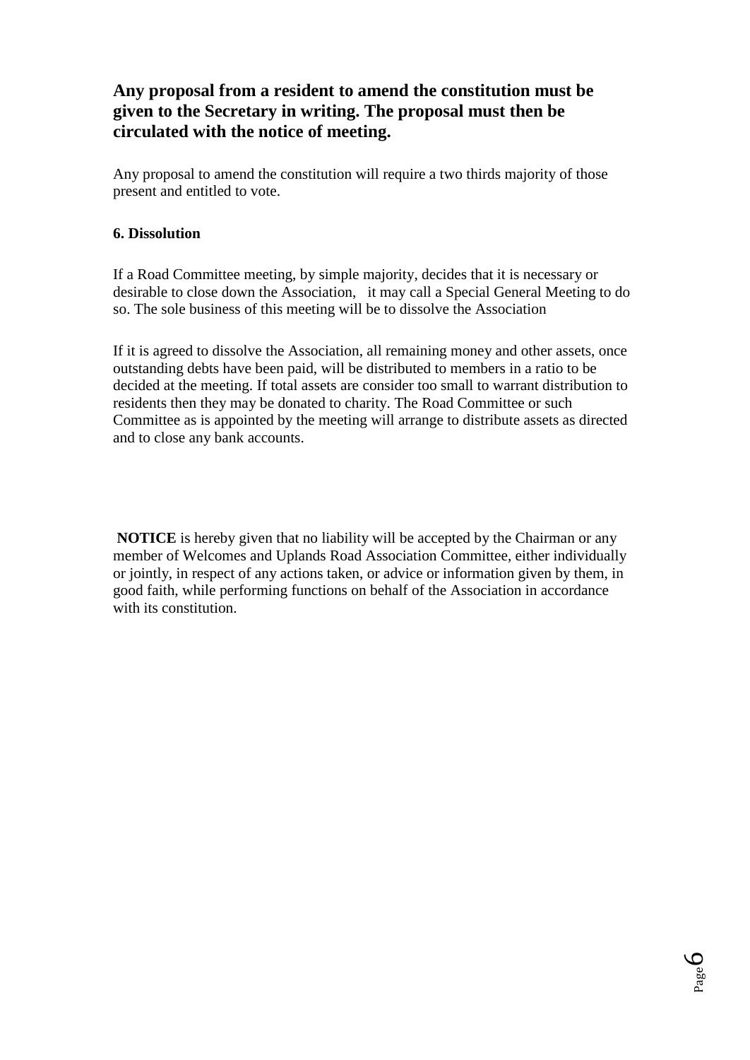**Any proposal from a resident to amend the constitution must be given to the Secretary in writing. The proposal must then be circulated with the notice of meeting.**

Any proposal to amend the constitution will require a two thirds majority of those present and entitled to vote.

**6. Dissolution**

If a Road Committee meeting, by simple majority, decides that it is necessary or desirable to close down the Association, it may call a Special General Meeting to do so. The sole business of this meeting will be to dissolve the Association

If it is agreed to dissolve the Association, all remaining money and other assets, once outstanding debts have been paid, will be distributed to members in a ratio to be decided at the meeting. If total assets are consider too small to warrant distribution to residents then they may be donated to charity. The Road Committee or such Committee as is appointed by the meeting will arrange to distribute assets as directed and to close any bank accounts.

**NOTICE** is hereby given that no liability will be accepted by the Chairman or any member of Welcomes and Uplands Road Association Committee, either individually or jointly, in respect of any actions taken, or advice or information given by them, in good faith, while performing functions on behalf of the Association in accordance with its constitution.